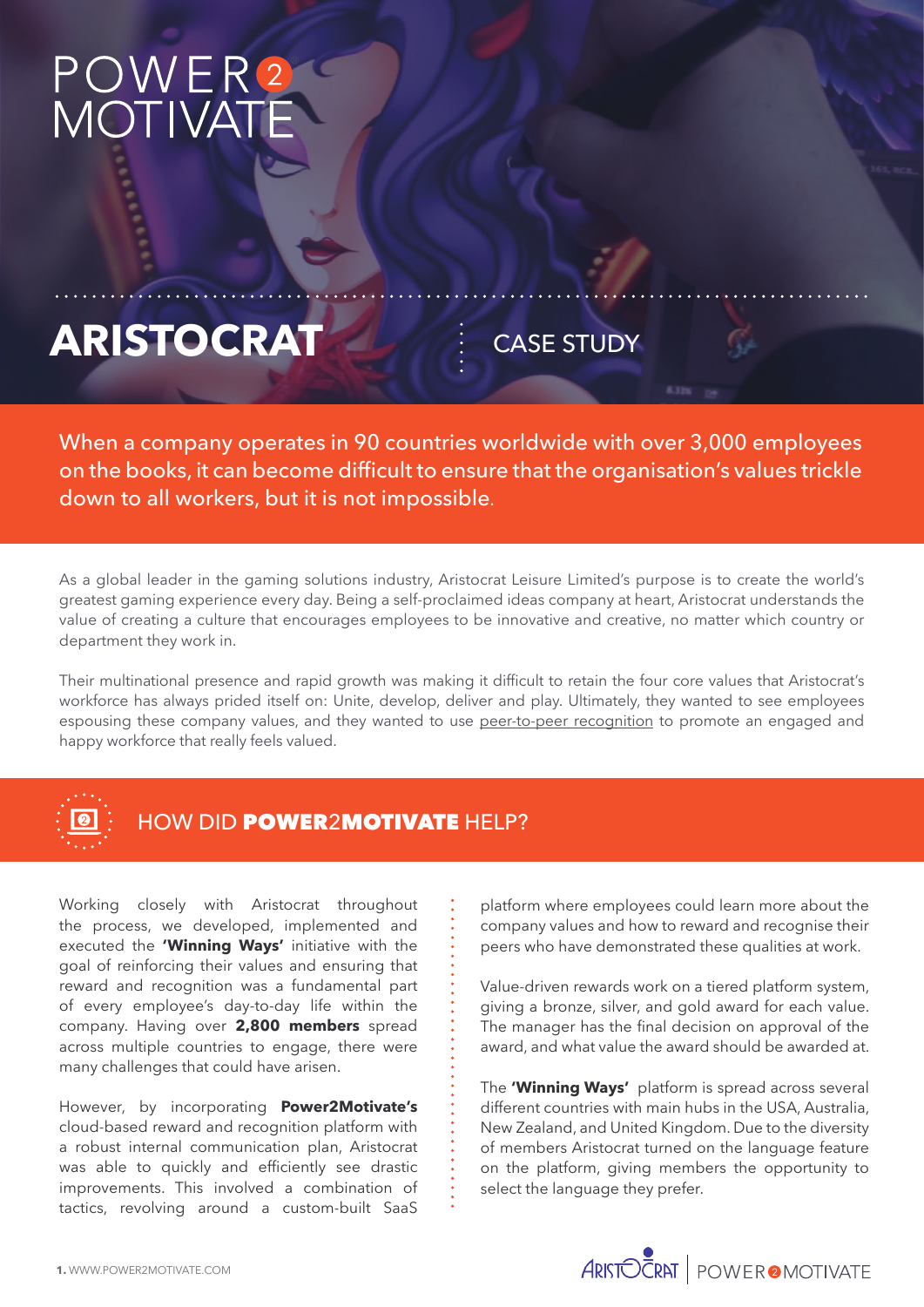# POWER2 MOTIVATE

# ARISTOCRAT

CASE STUDY

When a company operates in 90 countries worldwide with over 3,000 employees on the books, it can become difficult to ensure that the organisation's values trickle down to all workers, but it is not impossible.

As a global leader in the gaming solutions industry, Aristocrat Leisure Limited's purpose is to create the world's greatest gaming experience every day. Being a self-proclaimed ideas company at heart, Aristocrat understands the value of creating a culture that encourages employees to be innovative and creative, no matter which country or department they work in.

Their multinational presence and rapid growth was making it difficult to retain the four core values that Aristocrat's workforce has always prided itself on: Unite, develop, deliver and play. Ultimately, they wanted to see employees espousing these company values, and they wanted to use peer-to-peer recognition to promote an engaged and happy workforce that really feels valued.

## HOW DID **POWER**2**MOTIVATE** HELP?

Working closely with Aristocrat throughout the process, we developed, implemented and executed the **'Winning Ways'** initiative with the goal of reinforcing their values and ensuring that reward and recognition was a fundamental part of every employee's day-to-day life within the company. Having over **2,800 members** spread across multiple countries to engage, there were many challenges that could have arisen.

However, by incorporating **Power2Motivate's** cloud-based reward and recognition platform with a robust internal communication plan, Aristocrat was able to quickly and efficiently see drastic improvements. This involved a combination of tactics, revolving around a custom-built SaaS platform where employees could learn more about the company values and how to reward and recognise their peers who have demonstrated these qualities at work.

Value-driven rewards work on a tiered platform system, giving a bronze, silver, and gold award for each value. The manager has the final decision on approval of the award, and what value the award should be awarded at.

The **'Winning Ways'** platform is spread across several different countries with main hubs in the USA, Australia, New Zealand, and United Kingdom. Due to the diversity of members Aristocrat turned on the language feature on the platform, giving members the opportunity to select the language they prefer.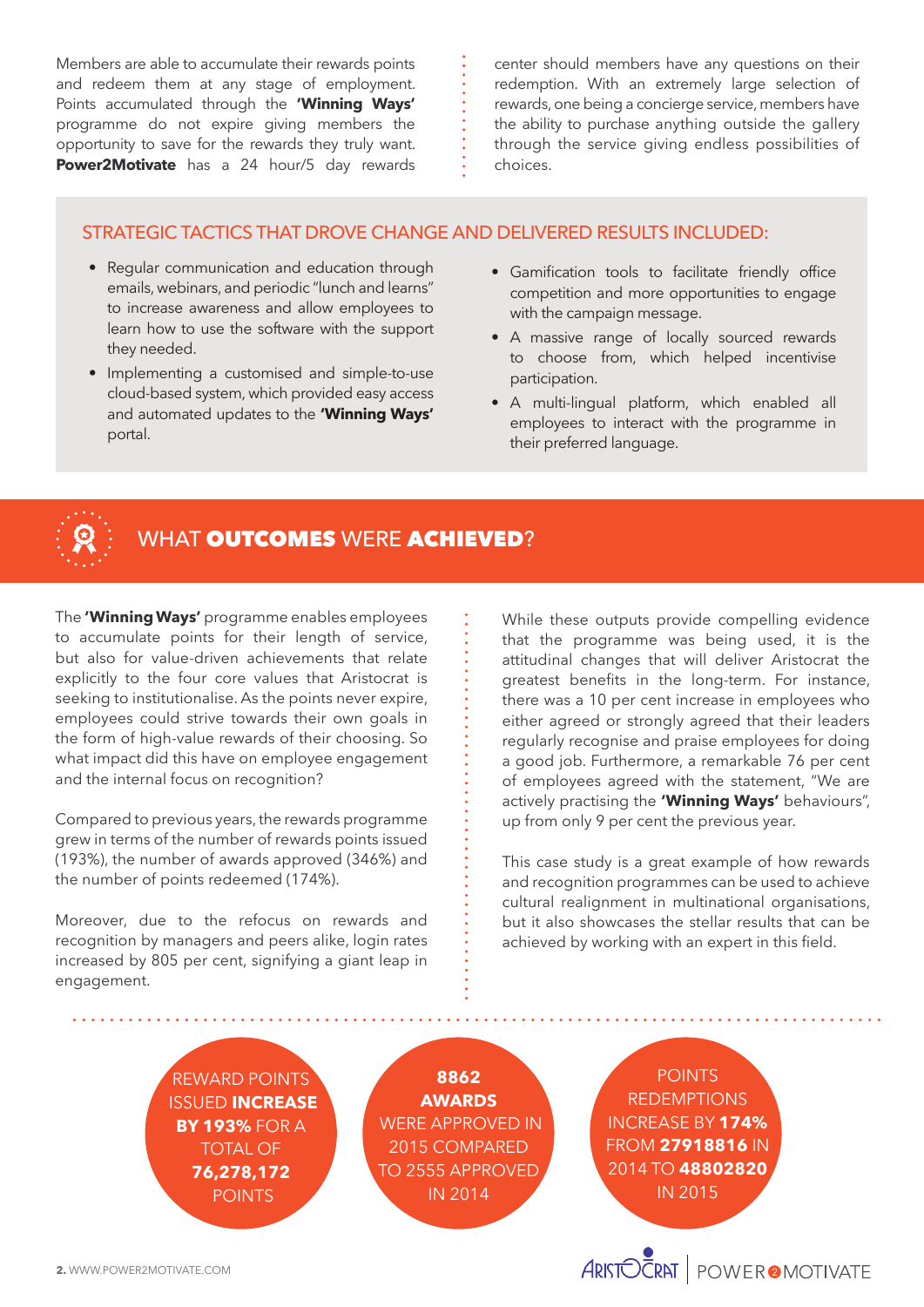Members are able to accumulate their rewards points and redeem them at any stage of employment. Points accumulated through the **'Winning Ways'** programme do not expire giving members the opportunity to save for the rewards they truly want. **Power2Motivate** has a 24 hour/5 day rewards center should members have any questions on their redemption. With an extremely large selection of rewards, one being a concierge service, members have the ability to purchase anything outside the gallery through the service giving endless possibilities of choices.

## STRATEGIC TACTICS THAT DROVE CHANGE AND DELIVERED RESULTS INCLUDED:

- Regular communication and education through emails, webinars, and periodic "lunch and learns" to increase awareness and allow employees to learn how to use the software with the support they needed.
- Implementing a customised and simple-to-use cloud-based system, which provided easy access and automated updates to the **'Winning Ways'** portal.
- Gamification tools to facilitate friendly office competition and more opportunities to engage with the campaign message.
- A massive range of locally sourced rewards to choose from, which helped incentivise participation.
- A multi-lingual platform, which enabled all employees to interact with the programme in their preferred language.

## WHAT **OUTCOMES** WERE **ACHIEVED**?

The **'Winning Ways'** programme enables employees to accumulate points for their length of service, but also for value-driven achievements that relate explicitly to the four core values that Aristocrat is seeking to institutionalise. As the points never expire, employees could strive towards their own goals in the form of high-value rewards of their choosing. So what impact did this have on employee engagement and the internal focus on recognition?

Compared to previous years, the rewards programme grew in terms of the number of rewards points issued (193%), the number of awards approved (346%) and the number of points redeemed (174%).

Moreover, due to the refocus on rewards and recognition by managers and peers alike, login rates increased by 805 per cent, signifying a giant leap in engagement.

While these outputs provide compelling evidence that the programme was being used, it is the attitudinal changes that will deliver Aristocrat the greatest benefits in the long-term. For instance, there was a 10 per cent increase in employees who either agreed or strongly agreed that their leaders regularly recognise and praise employees for doing a good job. Furthermore, a remarkable 76 per cent of employees agreed with the statement, "We are actively practising the **'Winning Ways'** behaviours", up from only 9 per cent the previous year.

This case study is a great example of how rewards and recognition programmes can be used to achieve cultural realignment in multinational organisations, but it also showcases the stellar results that can be achieved by working with an expert in this field.

REWARD POINTS ISSUED **INCREASE BY 193%** FOR A TOTAL OF **76,278,172** POINTS

**8862 AWARDS** WERE APPROVED IN 2015 COMPARED TO 2555 APPROVED IN 2014

POINTS REDEMPTIONS INCREASE BY **174%** FROM **27918816** IN 2014 TO **48802820** IN 2015